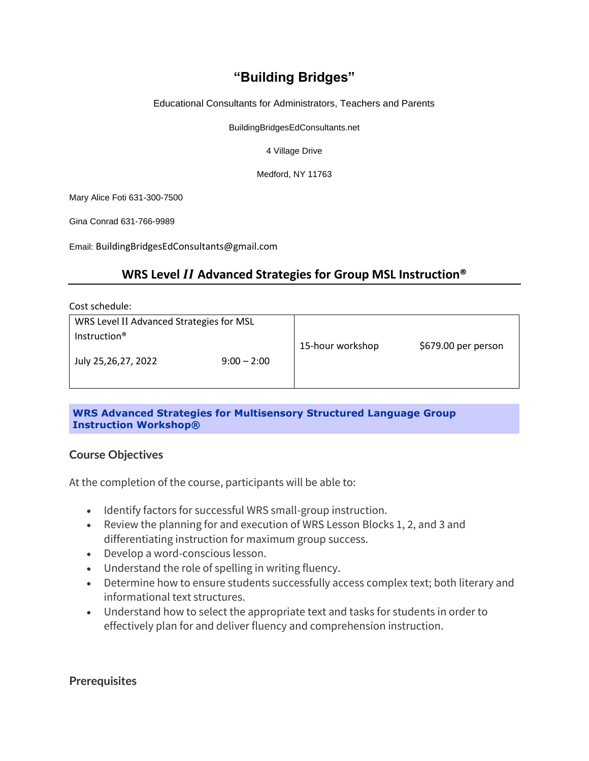# “Building Bridges”

Educational Consultants for Administrators, Teachers and Parents

BuildingBridgesEdConsultants.net

4 Village Drive

Medford, NY 11763

Mary Alice Foti 631-300-7500

Gina Conrad 631-766-9989

Email: BuildingBridgesEdConsultants@gmail.com

## WRS Level *II* Advanced Strategies for Group MSL Instruction®

Cost schedule:

| WRS Level II Advanced Strategies for MSL Instruction® July 25,26,27, 2022 9:00 – 2:00 | 15-hour workshop | $679.00 per person |
|---|---|---|

**WRS Advanced Strategies for Multisensory Structured Language Group Instruction Workshop®**

### Course Objectives

At the completion of the course, participants will be able to:

- Identify factors for successful WRS small-group instruction.
- Review the planning for and execution of WRS Lesson Blocks 1, 2, and 3 and differentiating instruction for maximum group success.
- Develop a word-conscious lesson.
- Understand the role of spelling in writing fluency.
- Determine how to ensure students successfully access complex text; both literary and informational text structures.
- Understand how to select the appropriate text and tasks for students in order to effectively plan for and deliver fluency and comprehension instruction.

### Prerequisites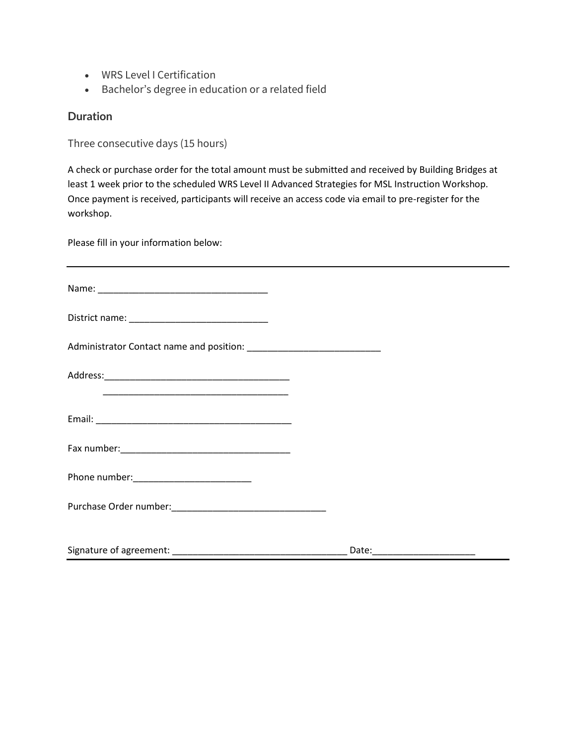- WRS Level I Certification
- Bachelor's degree in education or a related field

### Duration

Three consecutive days (15 hours)

A check or purchase order for the total amount must be submitted and received by Building Bridges at least 1 week prior to the scheduled WRS Level II Advanced Strategies for MSL Instruction Workshop. Once payment is received, participants will receive an access code via email to pre-register for the workshop.

Please fill in your information below:

---

Name: _________________________________

District name: ___________________________

Administrator Contact name and position: ___________________________

Address:____________________________________

____________________________________

Email: ______________________________________

Fax number:_________________________________

Phone number:_______________________

Purchase Order number:______________________________

Signature of agreement: __________________________________ Date:____________________

---